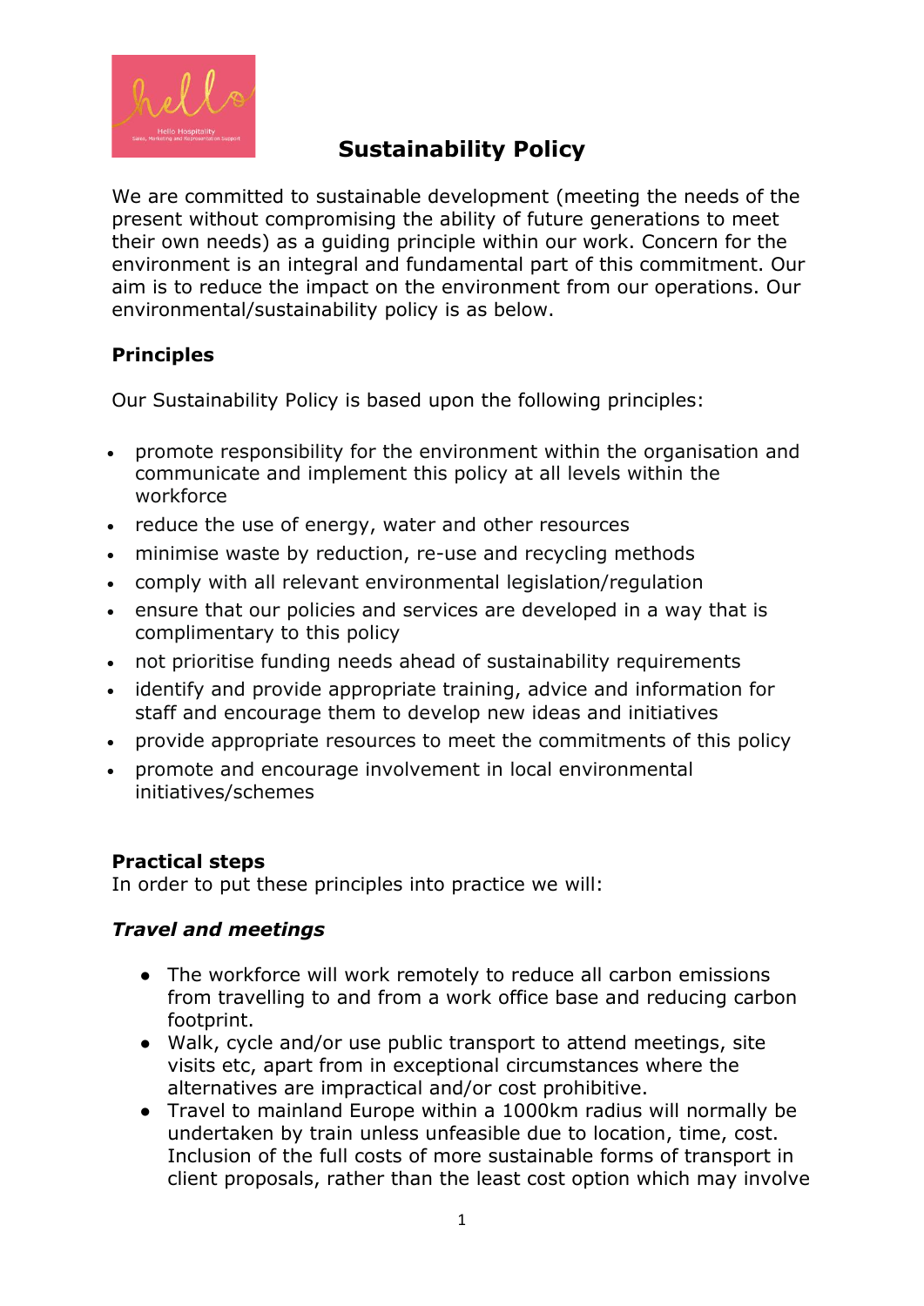# Sustainability Policy

We are committed to sustainable development (meeting the needs of the present without compromising the ability of future generations to meet their own needs) as a guiding principle within our work. Concern for the environment is an integral and fundamental part of this commitment. Our aim is to reduce the impact on the environment from our operations. Our environmental/sustainability policy is as below.

## Principles

Our Sustainability Policy is based upon the following principles:

- promote responsibility for the environment within the organisation and communicate and implement this policy at all levels within the workforce
- reduce the use of energy, water and other resources
- minimise waste by reduction, re-use and recycling methods
- comply with all relevant environmental legislation/regulation
- ensure that our policies and services are developed in a way that is complimentary to this policy
- not prioritise funding needs ahead of sustainability requirements
- identify and provide appropriate training, advice and information for staff and encourage them to develop new ideas and initiatives
- provide appropriate resources to meet the commitments of this policy
- promote and encourage involvement in local environmental initiatives/schemes

## Practical steps

In order to put these principles into practice we will:

### *Travel and meetings*

- The workforce will work remotely to reduce all carbon emissions from travelling to and from a work office base and reducing carbon footprint.
- Walk, cycle and/or use public transport to attend meetings, site visits etc, apart from in exceptional circumstances where the alternatives are impractical and/or cost prohibitive.
- Travel to mainland Europe within a 1000km radius will normally be undertaken by train unless unfeasible due to location, time, cost. Inclusion of the full costs of more sustainable forms of transport in client proposals, rather than the least cost option which may involve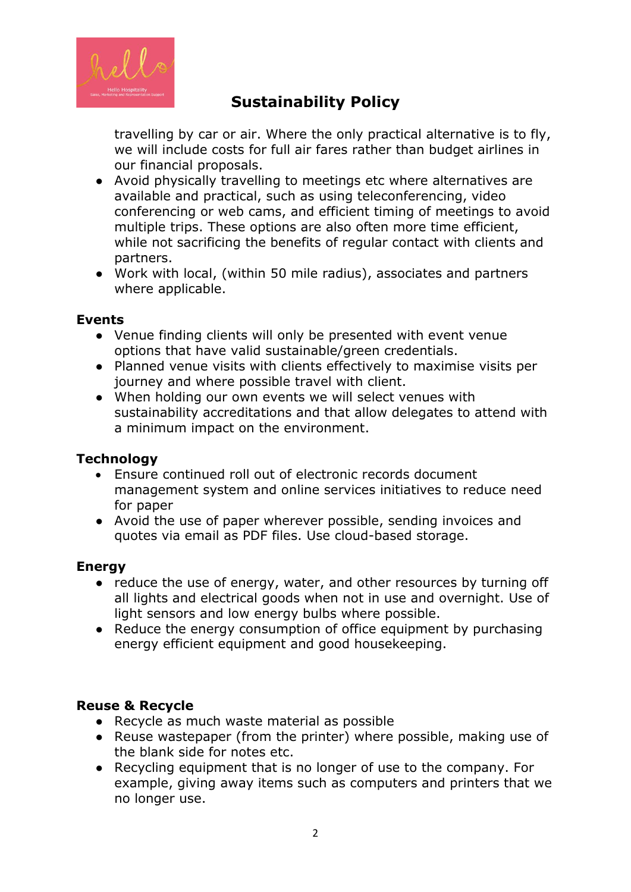travelling by car or air. Where the only practical alternative is to fly, we will include costs for full air fares rather than budget airlines in our financial proposals.

- Avoid physically travelling to meetings etc where alternatives are available and practical, such as using teleconferencing, video conferencing or web cams, and efficient timing of meetings to avoid multiple trips. These options are also often more time efficient, while not sacrificing the benefits of regular contact with clients and partners.
- Work with local, (within 50 mile radius), associates and partners where applicable.

**Events**

- Venue finding clients will only be presented with event venue options that have valid sustainable/green credentials.
- Planned venue visits with clients effectively to maximise visits per journey and where possible travel with client.
- When holding our own events we will select venues with sustainability accreditations and that allow delegates to attend with a minimum impact on the environment.

**Technology**

- Ensure continued roll out of electronic records document management system and online services initiatives to reduce need for paper
- Avoid the use of paper wherever possible, sending invoices and quotes via email as PDF files. Use cloud-based storage.

**Energy**

- reduce the use of energy, water, and other resources by turning off all lights and electrical goods when not in use and overnight. Use of light sensors and low energy bulbs where possible.
- Reduce the energy consumption of office equipment by purchasing energy efficient equipment and good housekeeping.

**Reuse & Recycle**

- Recycle as much waste material as possible
- Reuse wastepaper (from the printer) where possible, making use of the blank side for notes etc.
- Recycling equipment that is no longer of use to the company. For example, giving away items such as computers and printers that we no longer use.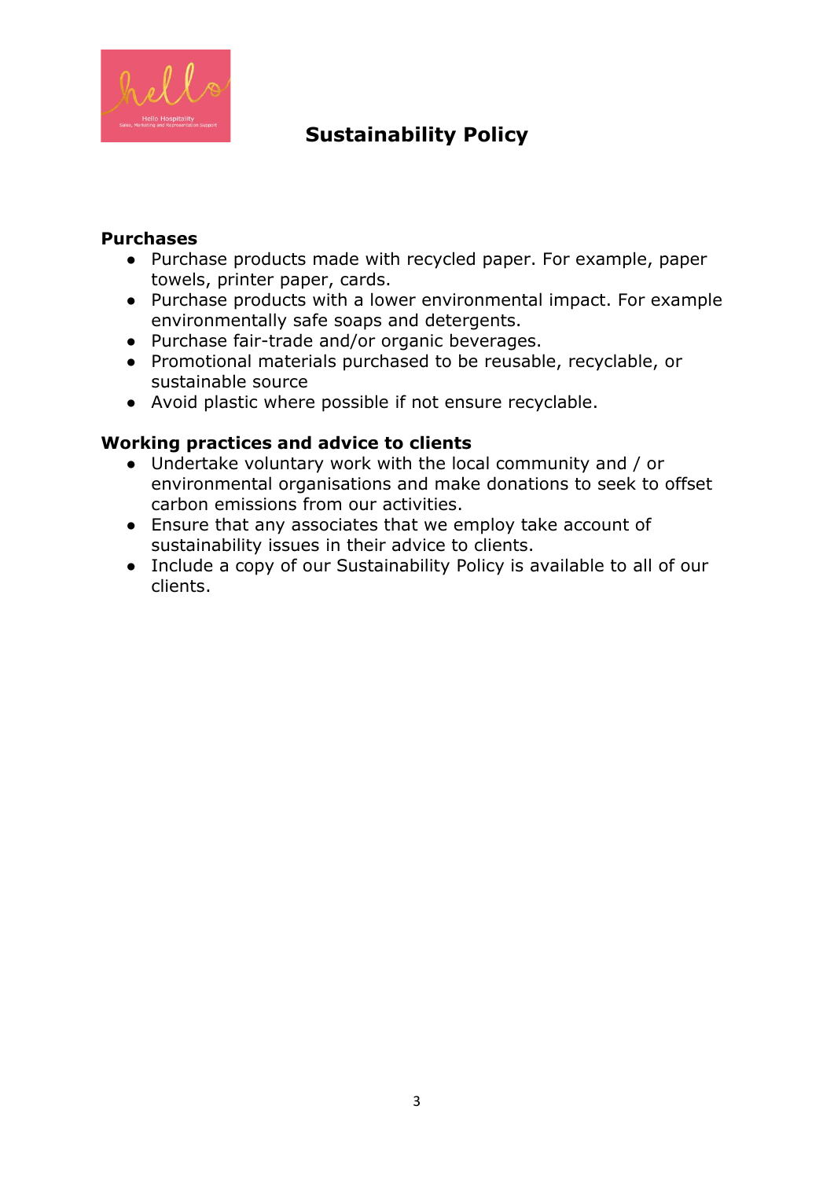# Sustainability Policy

**Purchases**

- Purchase products made with recycled paper. For example, paper towels, printer paper, cards.
- Purchase products with a lower environmental impact. For example environmentally safe soaps and detergents.
- Purchase fair-trade and/or organic beverages.
- Promotional materials purchased to be reusable, recyclable, or sustainable source
- Avoid plastic where possible if not ensure recyclable.

**Working practices and advice to clients**

- Undertake voluntary work with the local community and / or environmental organisations and make donations to seek to offset carbon emissions from our activities.
- Ensure that any associates that we employ take account of sustainability issues in their advice to clients.
- Include a copy of our Sustainability Policy is available to all of our clients.